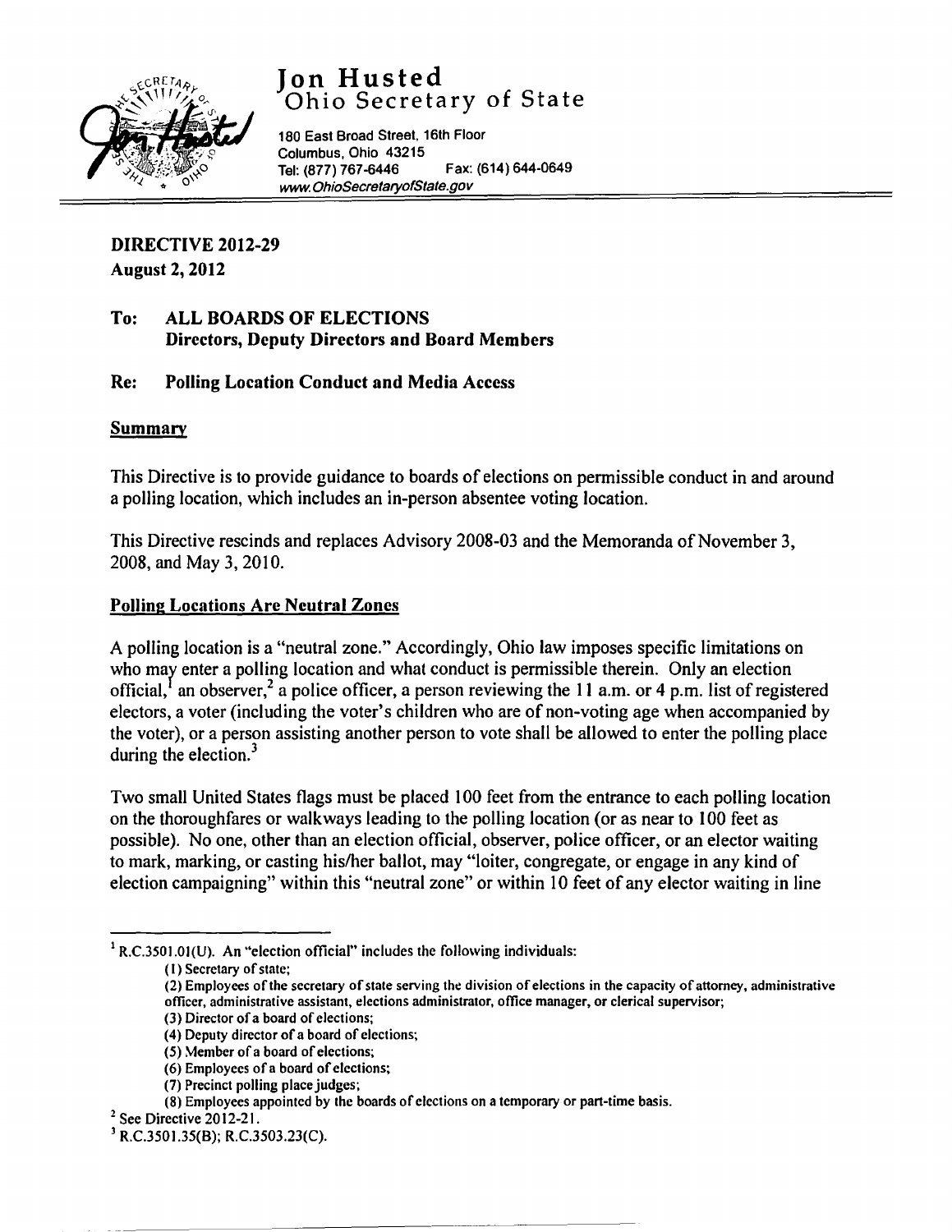# Jon Husted
## Ohio Secretary of State

180 East Broad Street, 16th Floor
Columbus, Ohio 43215
Tel: (877) 767-6446 Fax: (614) 644-0649
www.OhioSecretaryofState.gov

**DIRECTIVE 2012-29**
**August 2, 2012**

**To: ALL BOARDS OF ELECTIONS**
**Directors, Deputy Directors and Board Members**

**Re: Polling Location Conduct and Media Access**

**Summary**

This Directive is to provide guidance to boards of elections on permissible conduct in and around a polling location, which includes an in-person absentee voting location.

This Directive rescinds and replaces Advisory 2008-03 and the Memoranda of November 3, 2008, and May 3, 2010.

**Polling Locations Are Neutral Zones**

A polling location is a "neutral zone." Accordingly, Ohio law imposes specific limitations on who may enter a polling location and what conduct is permissible therein. Only an election official,[1] an observer,[2] a police officer, a person reviewing the 11 a.m. or 4 p.m. list of registered electors, a voter (including the voter's children who are of non-voting age when accompanied by the voter), or a person assisting another person to vote shall be allowed to enter the polling place during the election.[3]

Two small United States flags must be placed 100 feet from the entrance to each polling location on the thoroughfares or walkways leading to the polling location (or as near to 100 feet as possible). No one, other than an election official, observer, police officer, or an elector waiting to mark, marking, or casting his/her ballot, may "loiter, congregate, or engage in any kind of election campaigning" within this "neutral zone" or within 10 feet of any elector waiting in line

---

[1] R.C.3501.01(U). An "election official" includes the following individuals:

(1) Secretary of state;
(2) Employees of the secretary of state serving the division of elections in the capacity of attorney, administrative officer, administrative assistant, elections administrator, office manager, or clerical supervisor;
(3) Director of a board of elections;
(4) Deputy director of a board of elections;
(5) Member of a board of elections;
(6) Employees of a board of elections;
(7) Precinct polling place judges;
(8) Employees appointed by the boards of elections on a temporary or part-time basis.

[2] See Directive 2012-21.

[3] R.C.3501.35(B); R.C.3503.23(C).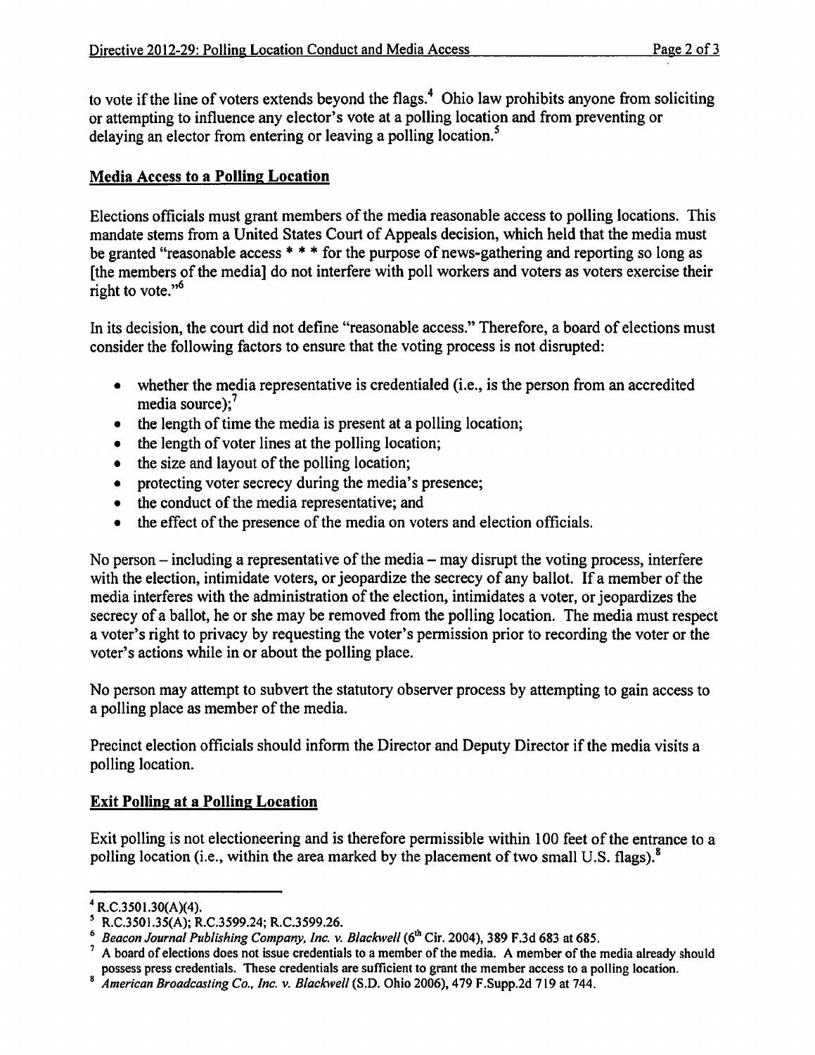to vote if the line of voters extends beyond the flags.[4] Ohio law prohibits anyone from soliciting or attempting to influence any elector's vote at a polling location and from preventing or delaying an elector from entering or leaving a polling location.[5]

## Media Access to a Polling Location

Elections officials must grant members of the media reasonable access to polling locations. This mandate stems from a United States Court of Appeals decision, which held that the media must be granted "reasonable access * * * for the purpose of news-gathering and reporting so long as [the members of the media] do not interfere with poll workers and voters as voters exercise their right to vote."[6]

In its decision, the court did not define "reasonable access." Therefore, a board of elections must consider the following factors to ensure that the voting process is not disrupted:

- whether the media representative is credentialed (i.e., is the person from an accredited media source);[7]
- the length of time the media is present at a polling location;
- the length of voter lines at the polling location;
- the size and layout of the polling location;
- protecting voter secrecy during the media's presence;
- the conduct of the media representative; and
- the effect of the presence of the media on voters and election officials.

No person – including a representative of the media – may disrupt the voting process, interfere with the election, intimidate voters, or jeopardize the secrecy of any ballot. If a member of the media interferes with the administration of the election, intimidates a voter, or jeopardizes the secrecy of a ballot, he or she may be removed from the polling location. The media must respect a voter's right to privacy by requesting the voter's permission prior to recording the voter or the voter's actions while in or about the polling place.

No person may attempt to subvert the statutory observer process by attempting to gain access to a polling place as member of the media.

Precinct election officials should inform the Director and Deputy Director if the media visits a polling location.

## Exit Polling at a Polling Location

Exit polling is not electioneering and is therefore permissible within 100 feet of the entrance to a polling location (i.e., within the area marked by the placement of two small U.S. flags).[8]

---

[4] R.C.3501.30(A)(4).

[5] R.C.3501.35(A); R.C.3599.24; R.C.3599.26.

[6] *Beacon Journal Publishing Company, Inc. v. Blackwell* (6th Cir. 2004), 389 F.3d 683 at 685.

[7] A board of elections does not issue credentials to a member of the media. A member of the media already should possess press credentials. These credentials are sufficient to grant the member access to a polling location.

[8] *American Broadcasting Co., Inc. v. Blackwell* (S.D. Ohio 2006), 479 F.Supp.2d 719 at 744.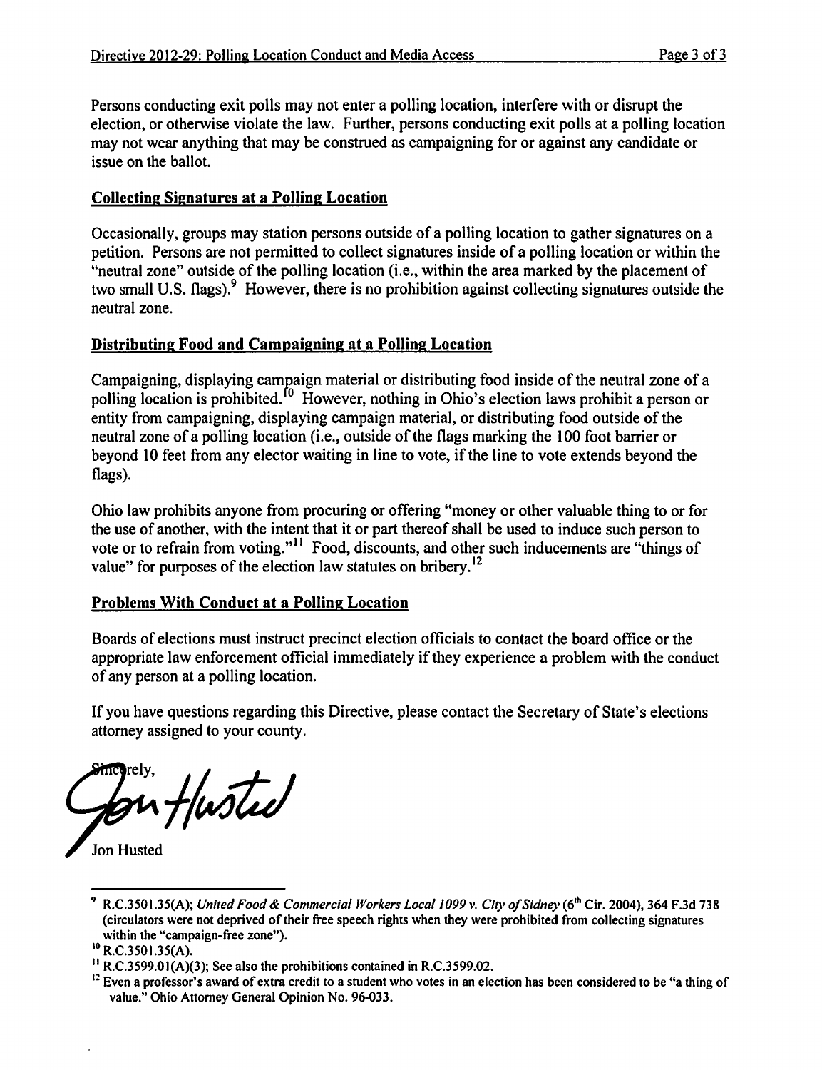Persons conducting exit polls may not enter a polling location, interfere with or disrupt the election, or otherwise violate the law. Further, persons conducting exit polls at a polling location may not wear anything that may be construed as campaigning for or against any candidate or issue on the ballot.

## Collecting Signatures at a Polling Location

Occasionally, groups may station persons outside of a polling location to gather signatures on a petition. Persons are not permitted to collect signatures inside of a polling location or within the "neutral zone" outside of the polling location (i.e., within the area marked by the placement of two small U.S. flags).[9] However, there is no prohibition against collecting signatures outside the neutral zone.

## Distributing Food and Campaigning at a Polling Location

Campaigning, displaying campaign material or distributing food inside of the neutral zone of a polling location is prohibited.[10] However, nothing in Ohio's election laws prohibit a person or entity from campaigning, displaying campaign material, or distributing food outside of the neutral zone of a polling location (i.e., outside of the flags marking the 100 foot barrier or beyond 10 feet from any elector waiting in line to vote, if the line to vote extends beyond the flags).

Ohio law prohibits anyone from procuring or offering "money or other valuable thing to or for the use of another, with the intent that it or part thereof shall be used to induce such person to vote or to refrain from voting."[11] Food, discounts, and other such inducements are "things of value" for purposes of the election law statutes on bribery.[12]

## Problems With Conduct at a Polling Location

Boards of elections must instruct precinct election officials to contact the board office or the appropriate law enforcement official immediately if they experience a problem with the conduct of any person at a polling location.

If you have questions regarding this Directive, please contact the Secretary of State's elections attorney assigned to your county.

Sincerely,

Jon Husted

---

[9] R.C.3501.35(A); *United Food & Commercial Workers Local 1099 v. City of Sidney* (6th Cir. 2004), 364 F.3d 738 (circulators were not deprived of their free speech rights when they were prohibited from collecting signatures within the "campaign-free zone").

[10] R.C.3501.35(A).

[11] R.C.3599.01(A)(3); See also the prohibitions contained in R.C.3599.02.

[12] Even a professor's award of extra credit to a student who votes in an election has been considered to be "a thing of value." Ohio Attorney General Opinion No. 96-033.